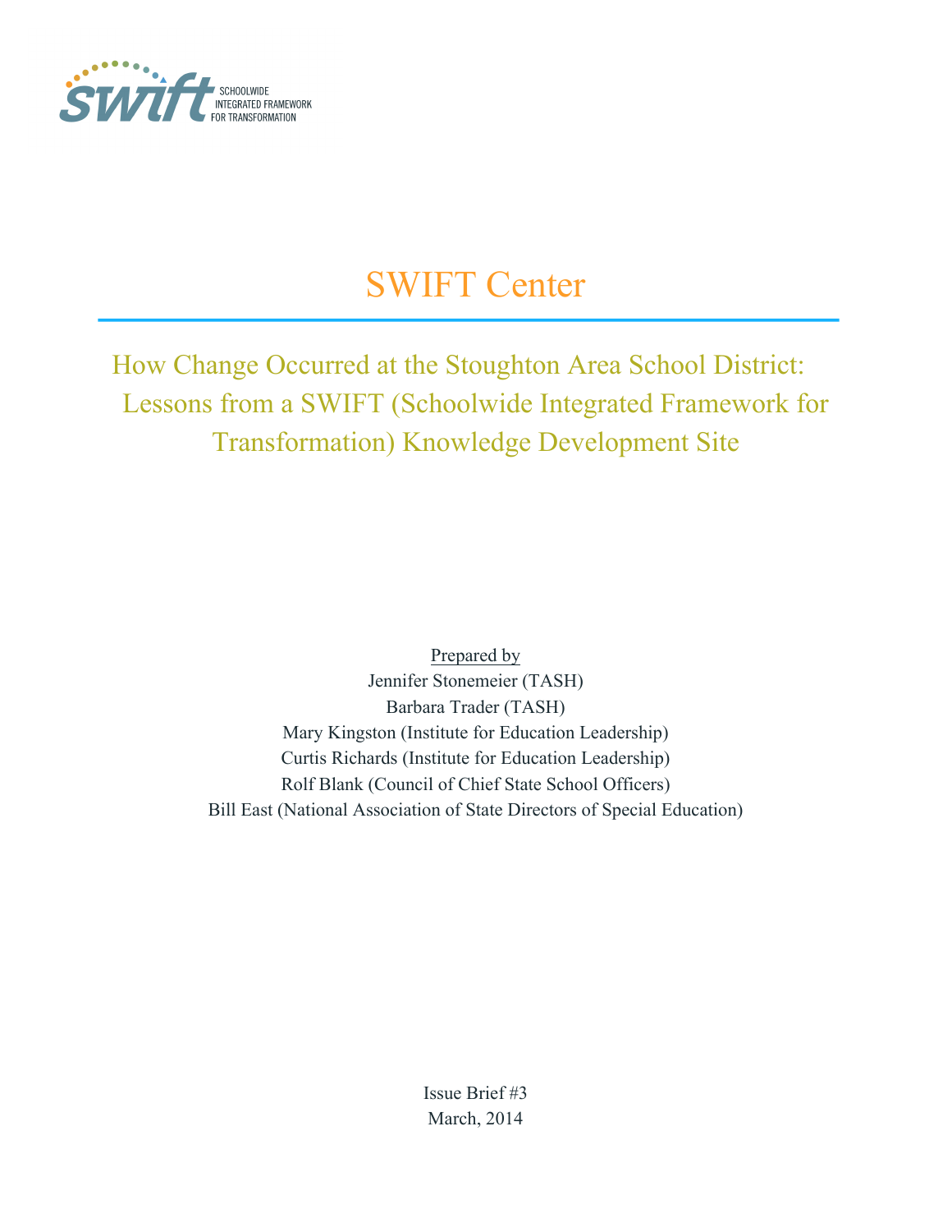SWIFT
SCHOOLWIDE INTEGRATED FRAMEWORK FOR TRANSFORMATION

# SWIFT Center

## How Change Occurred at the Stoughton Area School District: Lessons from a SWIFT (Schoolwide Integrated Framework for Transformation) Knowledge Development Site

Prepared by

Jennifer Stonemeier (TASH)
Barbara Trader (TASH)
Mary Kingston (Institute for Education Leadership)
Curtis Richards (Institute for Education Leadership)
Rolf Blank (Council of Chief State School Officers)
Bill East (National Association of State Directors of Special Education)

Issue Brief #3
March, 2014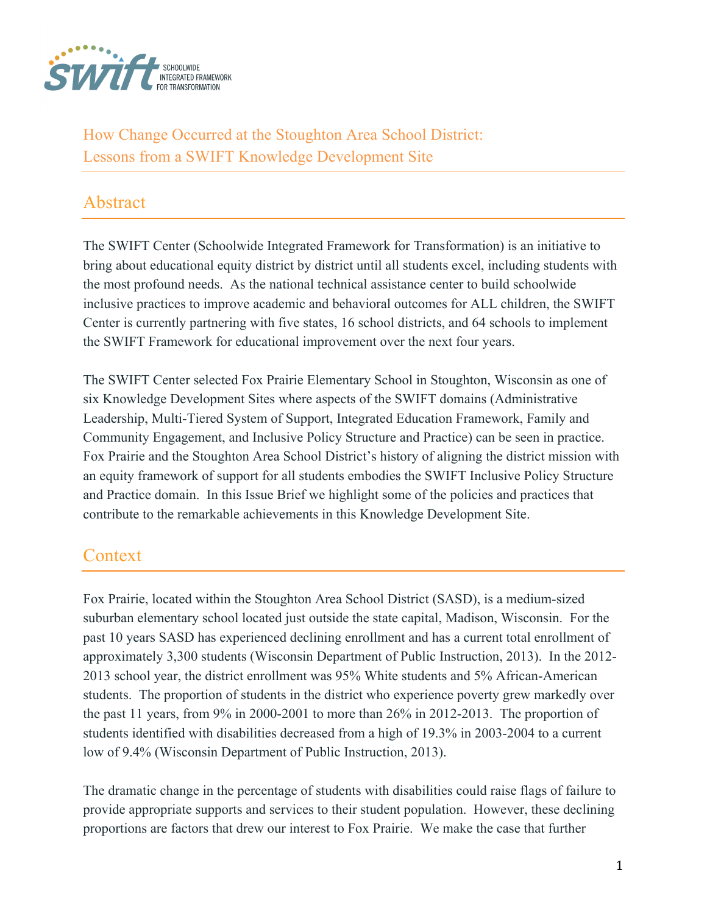SCHOOLWIDE INTEGRATED FRAMEWORK FOR TRANSFORMATION

# How Change Occurred at the Stoughton Area School District: Lessons from a SWIFT Knowledge Development Site

## Abstract

The SWIFT Center (Schoolwide Integrated Framework for Transformation) is an initiative to bring about educational equity district by district until all students excel, including students with the most profound needs. As the national technical assistance center to build schoolwide inclusive practices to improve academic and behavioral outcomes for ALL children, the SWIFT Center is currently partnering with five states, 16 school districts, and 64 schools to implement the SWIFT Framework for educational improvement over the next four years.

The SWIFT Center selected Fox Prairie Elementary School in Stoughton, Wisconsin as one of six Knowledge Development Sites where aspects of the SWIFT domains (Administrative Leadership, Multi-Tiered System of Support, Integrated Education Framework, Family and Community Engagement, and Inclusive Policy Structure and Practice) can be seen in practice. Fox Prairie and the Stoughton Area School District's history of aligning the district mission with an equity framework of support for all students embodies the SWIFT Inclusive Policy Structure and Practice domain. In this Issue Brief we highlight some of the policies and practices that contribute to the remarkable achievements in this Knowledge Development Site.

## Context

Fox Prairie, located within the Stoughton Area School District (SASD), is a medium-sized suburban elementary school located just outside the state capital, Madison, Wisconsin. For the past 10 years SASD has experienced declining enrollment and has a current total enrollment of approximately 3,300 students (Wisconsin Department of Public Instruction, 2013). In the 2012-2013 school year, the district enrollment was 95% White students and 5% African-American students. The proportion of students in the district who experience poverty grew markedly over the past 11 years, from 9% in 2000-2001 to more than 26% in 2012-2013. The proportion of students identified with disabilities decreased from a high of 19.3% in 2003-2004 to a current low of 9.4% (Wisconsin Department of Public Instruction, 2013).

The dramatic change in the percentage of students with disabilities could raise flags of failure to provide appropriate supports and services to their student population. However, these declining proportions are factors that drew our interest to Fox Prairie. We make the case that further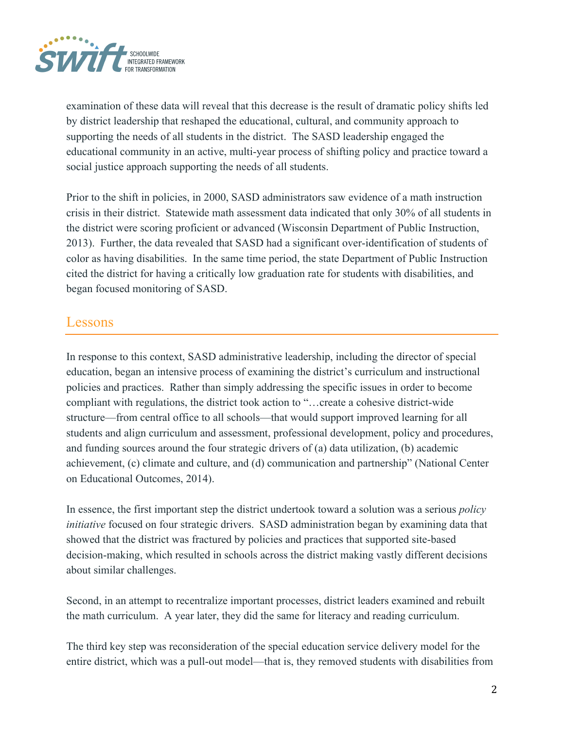examination of these data will reveal that this decrease is the result of dramatic policy shifts led by district leadership that reshaped the educational, cultural, and community approach to supporting the needs of all students in the district. The SASD leadership engaged the educational community in an active, multi-year process of shifting policy and practice toward a social justice approach supporting the needs of all students.

Prior to the shift in policies, in 2000, SASD administrators saw evidence of a math instruction crisis in their district. Statewide math assessment data indicated that only 30% of all students in the district were scoring proficient or advanced (Wisconsin Department of Public Instruction, 2013). Further, the data revealed that SASD had a significant over-identification of students of color as having disabilities. In the same time period, the state Department of Public Instruction cited the district for having a critically low graduation rate for students with disabilities, and began focused monitoring of SASD.

## Lessons

In response to this context, SASD administrative leadership, including the director of special education, began an intensive process of examining the district's curriculum and instructional policies and practices. Rather than simply addressing the specific issues in order to become compliant with regulations, the district took action to "…create a cohesive district-wide structure—from central office to all schools—that would support improved learning for all students and align curriculum and assessment, professional development, policy and procedures, and funding sources around the four strategic drivers of (a) data utilization, (b) academic achievement, (c) climate and culture, and (d) communication and partnership" (National Center on Educational Outcomes, 2014).

In essence, the first important step the district undertook toward a solution was a serious *policy initiative* focused on four strategic drivers. SASD administration began by examining data that showed that the district was fractured by policies and practices that supported site-based decision-making, which resulted in schools across the district making vastly different decisions about similar challenges.

Second, in an attempt to recentralize important processes, district leaders examined and rebuilt the math curriculum. A year later, they did the same for literacy and reading curriculum.

The third key step was reconsideration of the special education service delivery model for the entire district, which was a pull-out model—that is, they removed students with disabilities from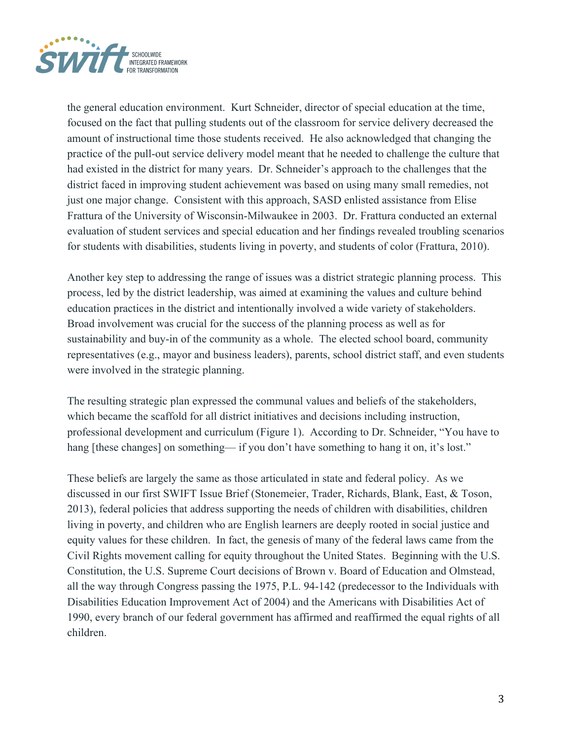the general education environment. Kurt Schneider, director of special education at the time, focused on the fact that pulling students out of the classroom for service delivery decreased the amount of instructional time those students received. He also acknowledged that changing the practice of the pull-out service delivery model meant that he needed to challenge the culture that had existed in the district for many years. Dr. Schneider's approach to the challenges that the district faced in improving student achievement was based on using many small remedies, not just one major change. Consistent with this approach, SASD enlisted assistance from Elise Frattura of the University of Wisconsin-Milwaukee in 2003. Dr. Frattura conducted an external evaluation of student services and special education and her findings revealed troubling scenarios for students with disabilities, students living in poverty, and students of color (Frattura, 2010).

Another key step to addressing the range of issues was a district strategic planning process. This process, led by the district leadership, was aimed at examining the values and culture behind education practices in the district and intentionally involved a wide variety of stakeholders. Broad involvement was crucial for the success of the planning process as well as for sustainability and buy-in of the community as a whole. The elected school board, community representatives (e.g., mayor and business leaders), parents, school district staff, and even students were involved in the strategic planning.

The resulting strategic plan expressed the communal values and beliefs of the stakeholders, which became the scaffold for all district initiatives and decisions including instruction, professional development and curriculum (Figure 1). According to Dr. Schneider, "You have to hang [these changes] on something— if you don't have something to hang it on, it's lost."

These beliefs are largely the same as those articulated in state and federal policy. As we discussed in our first SWIFT Issue Brief (Stonemeier, Trader, Richards, Blank, East, & Toson, 2013), federal policies that address supporting the needs of children with disabilities, children living in poverty, and children who are English learners are deeply rooted in social justice and equity values for these children. In fact, the genesis of many of the federal laws came from the Civil Rights movement calling for equity throughout the United States. Beginning with the U.S. Constitution, the U.S. Supreme Court decisions of Brown v. Board of Education and Olmstead, all the way through Congress passing the 1975, P.L. 94-142 (predecessor to the Individuals with Disabilities Education Improvement Act of 2004) and the Americans with Disabilities Act of 1990, every branch of our federal government has affirmed and reaffirmed the equal rights of all children.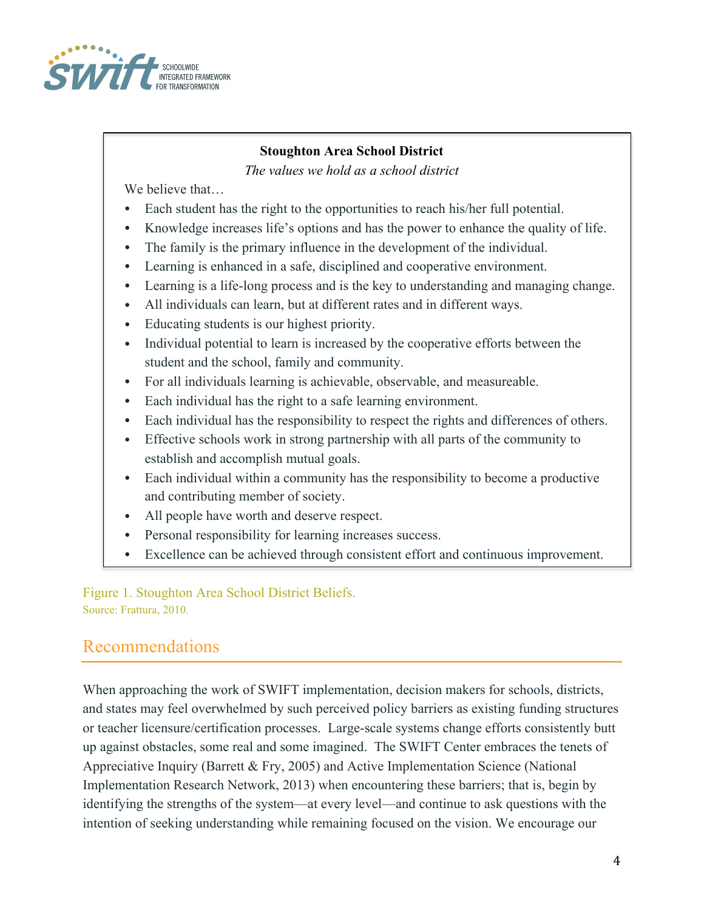**Stoughton Area School District**

*The values we hold as a school district*

We believe that…

- Each student has the right to the opportunities to reach his/her full potential.
- Knowledge increases life's options and has the power to enhance the quality of life.
- The family is the primary influence in the development of the individual.
- Learning is enhanced in a safe, disciplined and cooperative environment.
- Learning is a life-long process and is the key to understanding and managing change.
- All individuals can learn, but at different rates and in different ways.
- Educating students is our highest priority.
- Individual potential to learn is increased by the cooperative efforts between the student and the school, family and community.
- For all individuals learning is achievable, observable, and measureable.
- Each individual has the right to a safe learning environment.
- Each individual has the responsibility to respect the rights and differences of others.
- Effective schools work in strong partnership with all parts of the community to establish and accomplish mutual goals.
- Each individual within a community has the responsibility to become a productive and contributing member of society.
- All people have worth and deserve respect.
- Personal responsibility for learning increases success.
- Excellence can be achieved through consistent effort and continuous improvement.

Figure 1. Stoughton Area School District Beliefs.
Source: Frattura, 2010.

## Recommendations

When approaching the work of SWIFT implementation, decision makers for schools, districts, and states may feel overwhelmed by such perceived policy barriers as existing funding structures or teacher licensure/certification processes. Large-scale systems change efforts consistently butt up against obstacles, some real and some imagined. The SWIFT Center embraces the tenets of Appreciative Inquiry (Barrett & Fry, 2005) and Active Implementation Science (National Implementation Research Network, 2013) when encountering these barriers; that is, begin by identifying the strengths of the system—at every level—and continue to ask questions with the intention of seeking understanding while remaining focused on the vision. We encourage our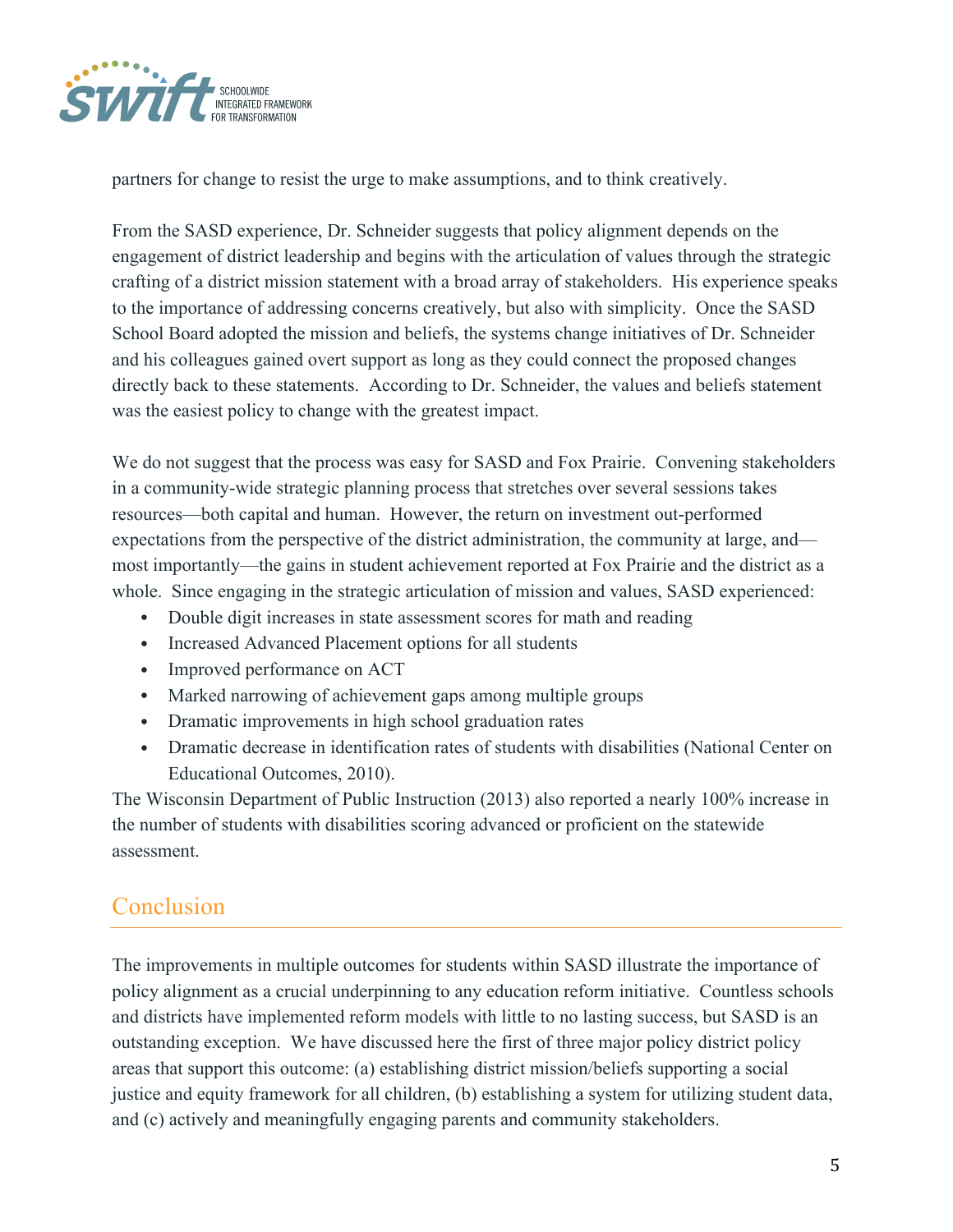partners for change to resist the urge to make assumptions, and to think creatively.

From the SASD experience, Dr. Schneider suggests that policy alignment depends on the engagement of district leadership and begins with the articulation of values through the strategic crafting of a district mission statement with a broad array of stakeholders. His experience speaks to the importance of addressing concerns creatively, but also with simplicity. Once the SASD School Board adopted the mission and beliefs, the systems change initiatives of Dr. Schneider and his colleagues gained overt support as long as they could connect the proposed changes directly back to these statements. According to Dr. Schneider, the values and beliefs statement was the easiest policy to change with the greatest impact.

We do not suggest that the process was easy for SASD and Fox Prairie. Convening stakeholders in a community-wide strategic planning process that stretches over several sessions takes resources—both capital and human. However, the return on investment out-performed expectations from the perspective of the district administration, the community at large, and—most importantly—the gains in student achievement reported at Fox Prairie and the district as a whole. Since engaging in the strategic articulation of mission and values, SASD experienced:

- Double digit increases in state assessment scores for math and reading
- Increased Advanced Placement options for all students
- Improved performance on ACT
- Marked narrowing of achievement gaps among multiple groups
- Dramatic improvements in high school graduation rates
- Dramatic decrease in identification rates of students with disabilities (National Center on Educational Outcomes, 2010).

The Wisconsin Department of Public Instruction (2013) also reported a nearly 100% increase in the number of students with disabilities scoring advanced or proficient on the statewide assessment.

## Conclusion

The improvements in multiple outcomes for students within SASD illustrate the importance of policy alignment as a crucial underpinning to any education reform initiative. Countless schools and districts have implemented reform models with little to no lasting success, but SASD is an outstanding exception. We have discussed here the first of three major policy district policy areas that support this outcome: (a) establishing district mission/beliefs supporting a social justice and equity framework for all children, (b) establishing a system for utilizing student data, and (c) actively and meaningfully engaging parents and community stakeholders.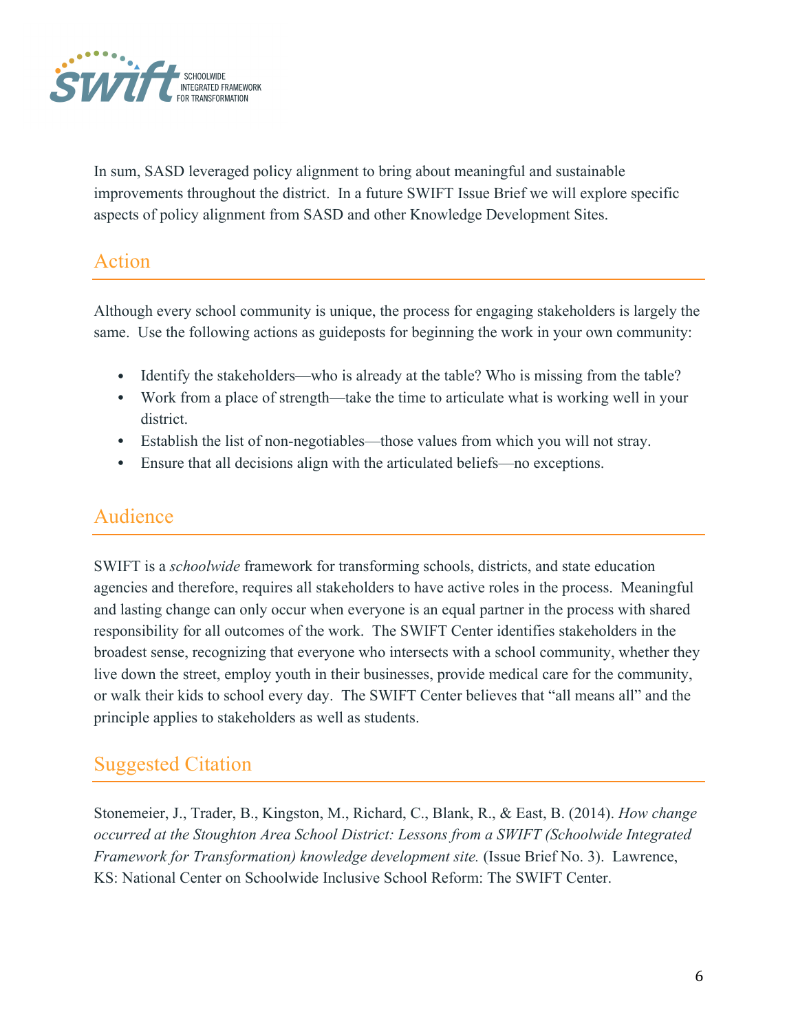In sum, SASD leveraged policy alignment to bring about meaningful and sustainable improvements throughout the district. In a future SWIFT Issue Brief we will explore specific aspects of policy alignment from SASD and other Knowledge Development Sites.

## Action

Although every school community is unique, the process for engaging stakeholders is largely the same. Use the following actions as guideposts for beginning the work in your own community:

- Identify the stakeholders—who is already at the table? Who is missing from the table?
- Work from a place of strength—take the time to articulate what is working well in your district.
- Establish the list of non-negotiables—those values from which you will not stray.
- Ensure that all decisions align with the articulated beliefs—no exceptions.

## Audience

SWIFT is a *schoolwide* framework for transforming schools, districts, and state education agencies and therefore, requires all stakeholders to have active roles in the process. Meaningful and lasting change can only occur when everyone is an equal partner in the process with shared responsibility for all outcomes of the work. The SWIFT Center identifies stakeholders in the broadest sense, recognizing that everyone who intersects with a school community, whether they live down the street, employ youth in their businesses, provide medical care for the community, or walk their kids to school every day. The SWIFT Center believes that "all means all" and the principle applies to stakeholders as well as students.

## Suggested Citation

Stonemeier, J., Trader, B., Kingston, M., Richard, C., Blank, R., & East, B. (2014). *How change occurred at the Stoughton Area School District: Lessons from a SWIFT (Schoolwide Integrated Framework for Transformation) knowledge development site.* (Issue Brief No. 3). Lawrence, KS: National Center on Schoolwide Inclusive School Reform: The SWIFT Center.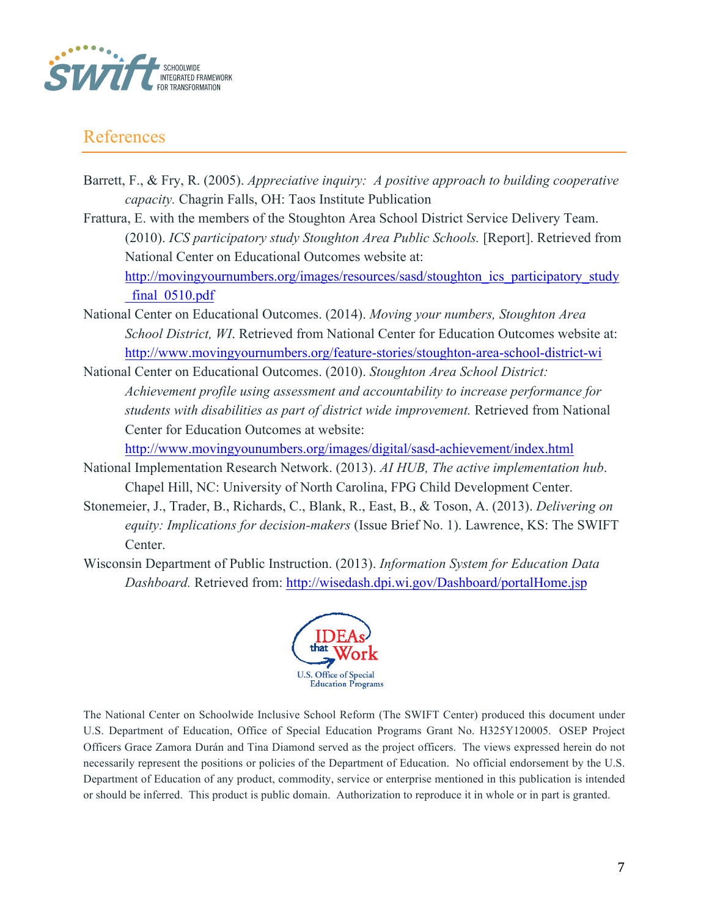## References

Barrett, F., & Fry, R. (2005). *Appreciative inquiry: A positive approach to building cooperative capacity.* Chagrin Falls, OH: Taos Institute Publication

Frattura, E. with the members of the Stoughton Area School District Service Delivery Team. (2010). *ICS participatory study Stoughton Area Public Schools.* [Report]. Retrieved from National Center on Educational Outcomes website at: http://movingyournumbers.org/images/resources/sasd/stoughton_ics_participatory_study_final_0510.pdf

National Center on Educational Outcomes. (2014). *Moving your numbers, Stoughton Area School District, WI*. Retrieved from National Center for Education Outcomes website at: http://www.movingyournumbers.org/feature-stories/stoughton-area-school-district-wi

National Center on Educational Outcomes. (2010). *Stoughton Area School District: Achievement profile using assessment and accountability to increase performance for students with disabilities as part of district wide improvement.* Retrieved from National Center for Education Outcomes at website: http://www.movingyounumbers.org/images/digital/sasd-achievement/index.html

National Implementation Research Network. (2013). *AI HUB, The active implementation hub*. Chapel Hill, NC: University of North Carolina, FPG Child Development Center.

Stonemeier, J., Trader, B., Richards, C., Blank, R., East, B., & Toson, A. (2013). *Delivering on equity: Implications for decision-makers* (Issue Brief No. 1). Lawrence, KS: The SWIFT Center.

Wisconsin Department of Public Instruction. (2013). *Information System for Education Data Dashboard.* Retrieved from: http://wisedash.dpi.wi.gov/Dashboard/portalHome.jsp

IDEAs that Work
U.S. Office of Special Education Programs

The National Center on Schoolwide Inclusive School Reform (The SWIFT Center) produced this document under U.S. Department of Education, Office of Special Education Programs Grant No. H325Y120005. OSEP Project Officers Grace Zamora Durán and Tina Diamond served as the project officers. The views expressed herein do not necessarily represent the positions or policies of the Department of Education. No official endorsement by the U.S. Department of Education of any product, commodity, service or enterprise mentioned in this publication is intended or should be inferred. This product is public domain. Authorization to reproduce it in whole or in part is granted.